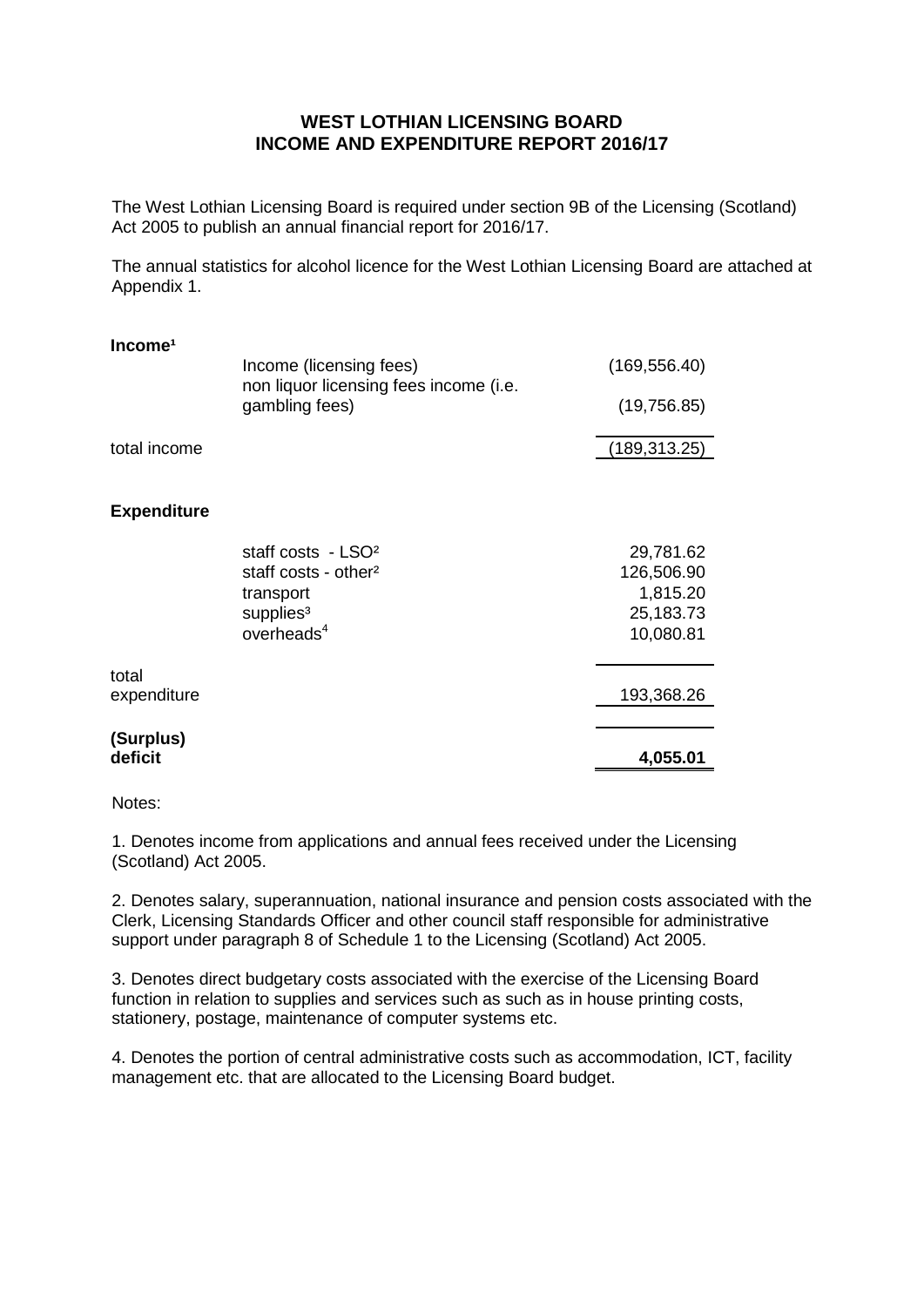# WEST LOTHIAN LICENSING BOARD
# INCOME AND EXPENDITURE REPORT 2016/17

The West Lothian Licensing Board is required under section 9B of the Licensing (Scotland) Act 2005 to publish an annual financial report for 2016/17.

The annual statistics for alcohol licence for the West Lothian Licensing Board are attached at Appendix 1.

| | | |
|---|---|---|
| **Income**[1] | | |
| | Income (licensing fees) | (169,556.40) |
| | non liquor licensing fees income (i.e. gambling fees) | (19,756.85) |
| total income | | (189,313.25) |
| **Expenditure** | | |
| | staff costs - LSO[2] | 29,781.62 |
| | staff costs - other[2] | 126,506.90 |
| | transport | 1,815.20 |
| | supplies[3] | 25,183.73 |
| | overheads[4] | 10,080.81 |
| total expenditure | | 193,368.26 |
| **(Surplus) deficit** | | **4,055.01** |

Notes:

1. Denotes income from applications and annual fees received under the Licensing (Scotland) Act 2005.

2. Denotes salary, superannuation, national insurance and pension costs associated with the Clerk, Licensing Standards Officer and other council staff responsible for administrative support under paragraph 8 of Schedule 1 to the Licensing (Scotland) Act 2005.

3. Denotes direct budgetary costs associated with the exercise of the Licensing Board function in relation to supplies and services such as such as in house printing costs, stationery, postage, maintenance of computer systems etc.

4. Denotes the portion of central administrative costs such as accommodation, ICT, facility management etc. that are allocated to the Licensing Board budget.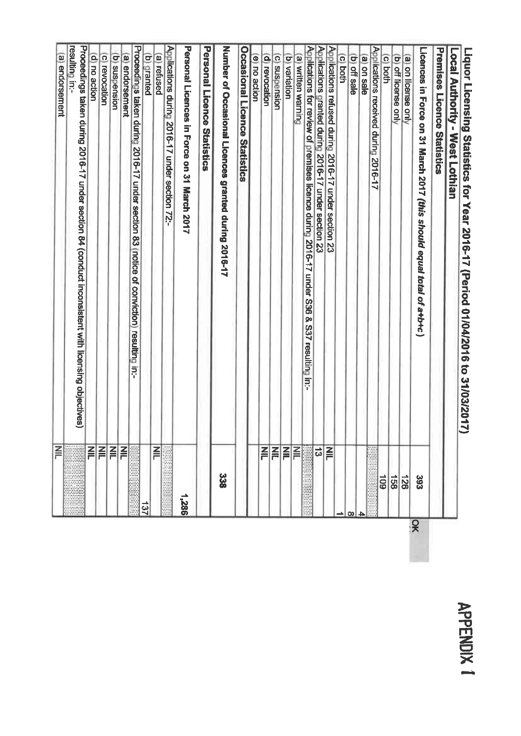# APPENDIX 1

## Liquor Licensing Statistics for Year 2016-17 (Period 01/04/2016 to 31/03/2017)

### Local Authority - West Lothian

| Item | | | |
|---|---|---|---|
| **Premises Licence Statistics** | | | |
| Licences in Force on 31 March 2017 *(this should equal total of a+b+c)* | 393 | | OK |
| (a) on license only | 126 | | |
| (b) off license only | 158 | | |
| (c) both | 109 | | |
| Applications received during 2016-17 | | | |
| (a) on sale | | 4 | |
| (b) off sale | | 8 | |
| (c) both | | 1 | |
| Applications refused during 2016-17 under section 23 | NIL | | |
| Applications granted during 2016-17 under section 23 | 13 | | |
| Applications for review of premises licence during 2016-17 under S36 & S37 resulting in:- | | | |
| (a) written warning | NIL | | |
| (b) variation | NIL | | |
| (c) suspension | NIL | | |
| (d) revocation | NIL | | |
| (e) no action | NIL | | |
| **Occasional Licence Statistics** | | | |
| **Number of Occasional Licences granted during 2016-17** | 338 | | |
| **Personal Licence Statistics** | | | |
| **Personal Licences in Force on 31 March 2017** | 1,286 | | |
| Applications during 2016-17 under section 72:- | | | |
| (a) refused | NIL | | |
| (b) granted | | 137 | |
| Proceedings taken during 2016-17 under section 83 (notice of conviction) resulting in:- | | | |
| (a) endorsement | NIL | | |
| (b) suspension | NIL | | |
| (c) revocation | NIL | | |
| (d) no action | NIL | | |
| Proceedings taken during 2016-17 under section 84 (conduct inconsistent with licensing objectives) resulting in:- | | | |
| (a) endorsement | NIL | | |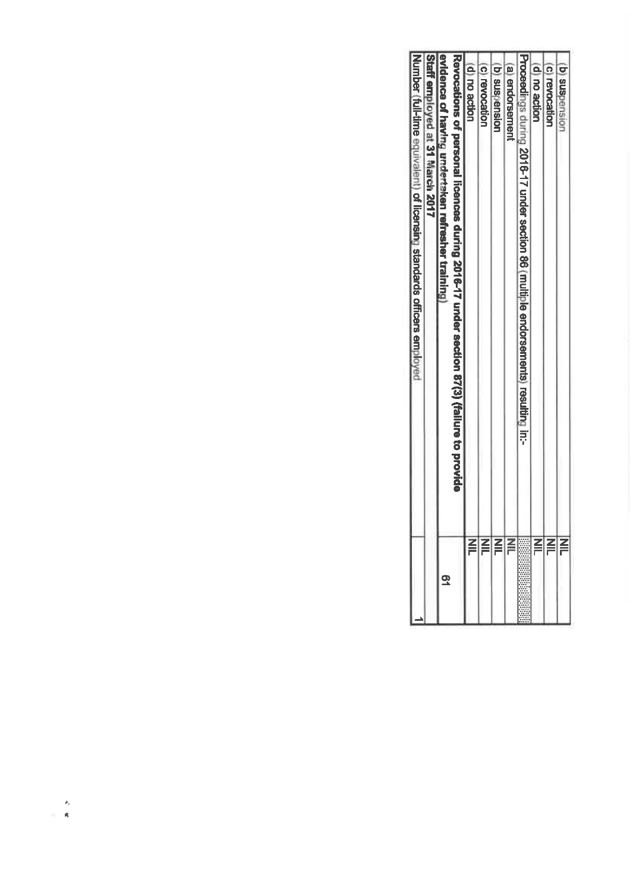| | |
|---|---|
| (b) suspension | NIL |
| (c) revocation | NIL |
| (d) no action | NIL |
| **Proceedings during 2016-17 under section 86 (multiple endorsements) resulting in:-** | |
| (a) endorsement | NIL |
| (b) suspension | NIL |
| (c) revocation | NIL |
| (d) no action | NIL |
| **Revocations of personal licences during 2016-17 under section 87(3) (failure to provide evidence of having undertaken refresher training)** | 61 |
| **Staff employed at 31 March 2017** | |
| Number (full-time equivalent) of licensing standards officers employed | 1 |